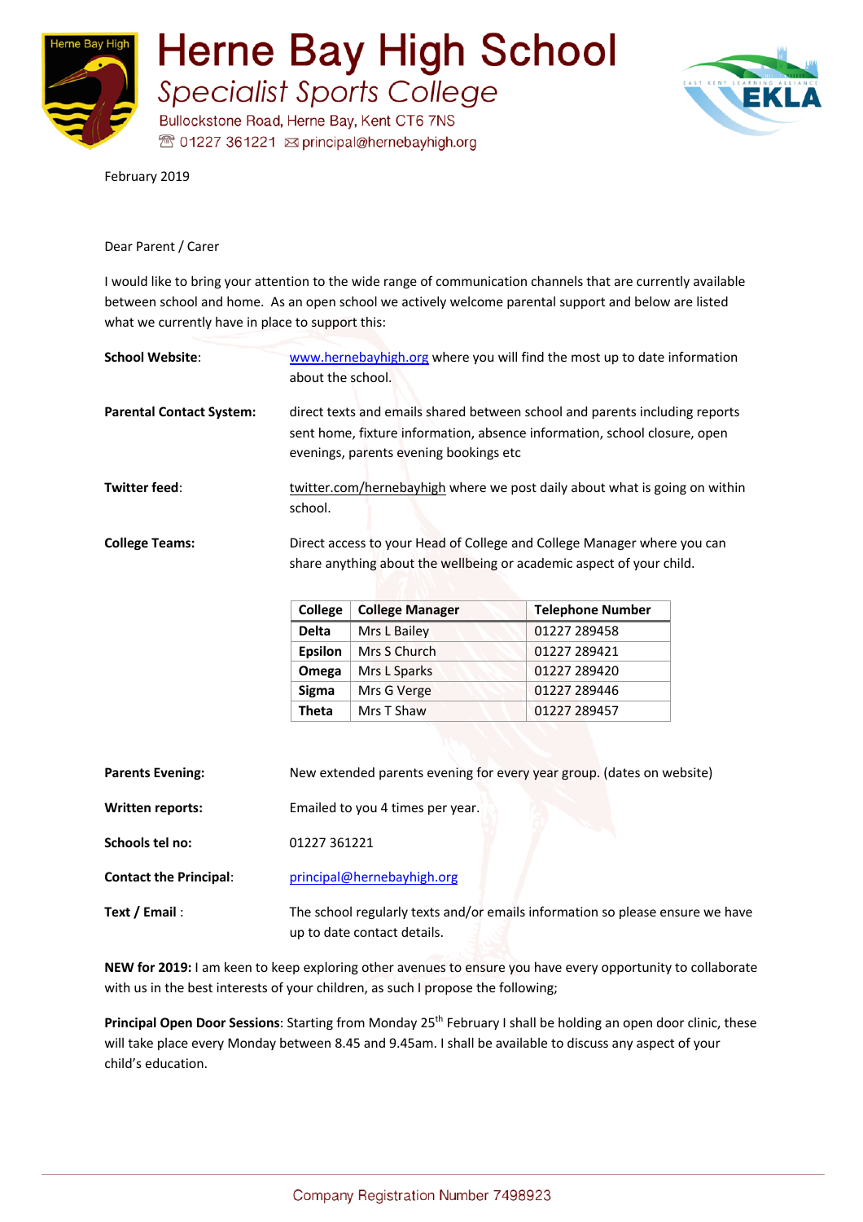# Herne Bay High School

## *Specialist Sports College*

Bullockstone Road, Herne Bay, Kent CT6 7NS
☎ 01227 361221 ✉ principal@hernebayhigh.org

February 2019

Dear Parent / Carer

I would like to bring your attention to the wide range of communication channels that are currently available between school and home. As an open school we actively welcome parental support and below are listed what we currently have in place to support this:

**School Website**: [www.hernebayhigh.org](http://www.hernebayhigh.org) where you will find the most up to date information about the school.

**Parental Contact System:** direct texts and emails shared between school and parents including reports sent home, fixture information, absence information, school closure, open evenings, parents evening bookings etc

**Twitter feed**: twitter.com/hernebayhigh where we post daily about what is going on within school.

**College Teams:** Direct access to your Head of College and College Manager where you can share anything about the wellbeing or academic aspect of your child.

| College | College Manager | Telephone Number |
|---|---|---|
| **Delta** | Mrs L Bailey | 01227 289458 |
| **Epsilon** | Mrs S Church | 01227 289421 |
| **Omega** | Mrs L Sparks | 01227 289420 |
| **Sigma** | Mrs G Verge | 01227 289446 |
| **Theta** | Mrs T Shaw | 01227 289457 |

**Parents Evening:** New extended parents evening for every year group. (dates on website)

**Written reports:** Emailed to you 4 times per year.

**Schools tel no:** 01227 361221

**Contact the Principal**: [principal@hernebayhigh.org](mailto:principal@hernebayhigh.org)

**Text / Email** : The school regularly texts and/or emails information so please ensure we have up to date contact details.

**NEW for 2019:** I am keen to keep exploring other avenues to ensure you have every opportunity to collaborate with us in the best interests of your children, as such I propose the following;

**Principal Open Door Sessions**: Starting from Monday 25th February I shall be holding an open door clinic, these will take place every Monday between 8.45 and 9.45am. I shall be available to discuss any aspect of your child's education.

Company Registration Number 7498923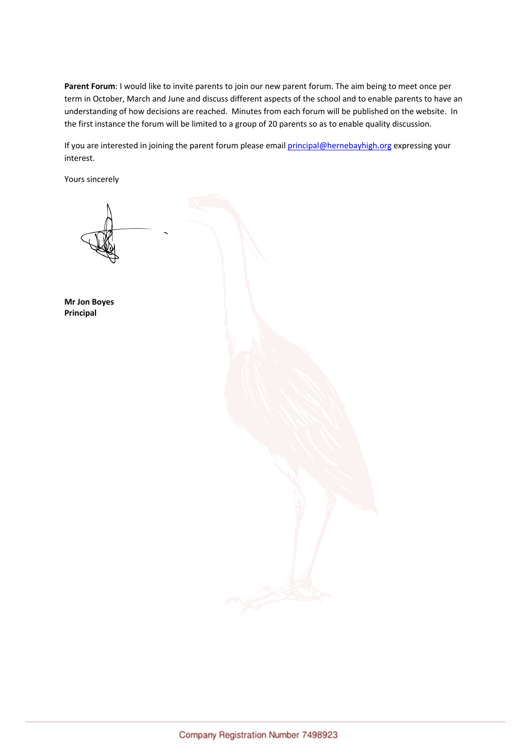**Parent Forum**: I would like to invite parents to join our new parent forum. The aim being to meet once per term in October, March and June and discuss different aspects of the school and to enable parents to have an understanding of how decisions are reached. Minutes from each forum will be published on the website. In the first instance the forum will be limited to a group of 20 parents so as to enable quality discussion.

If you are interested in joining the parent forum please email [principal@hernebayhigh.org](mailto:principal@hernebayhigh.org) expressing your interest.

Yours sincerely

**Mr Jon Boyes**
**Principal**

Company Registration Number 7498923